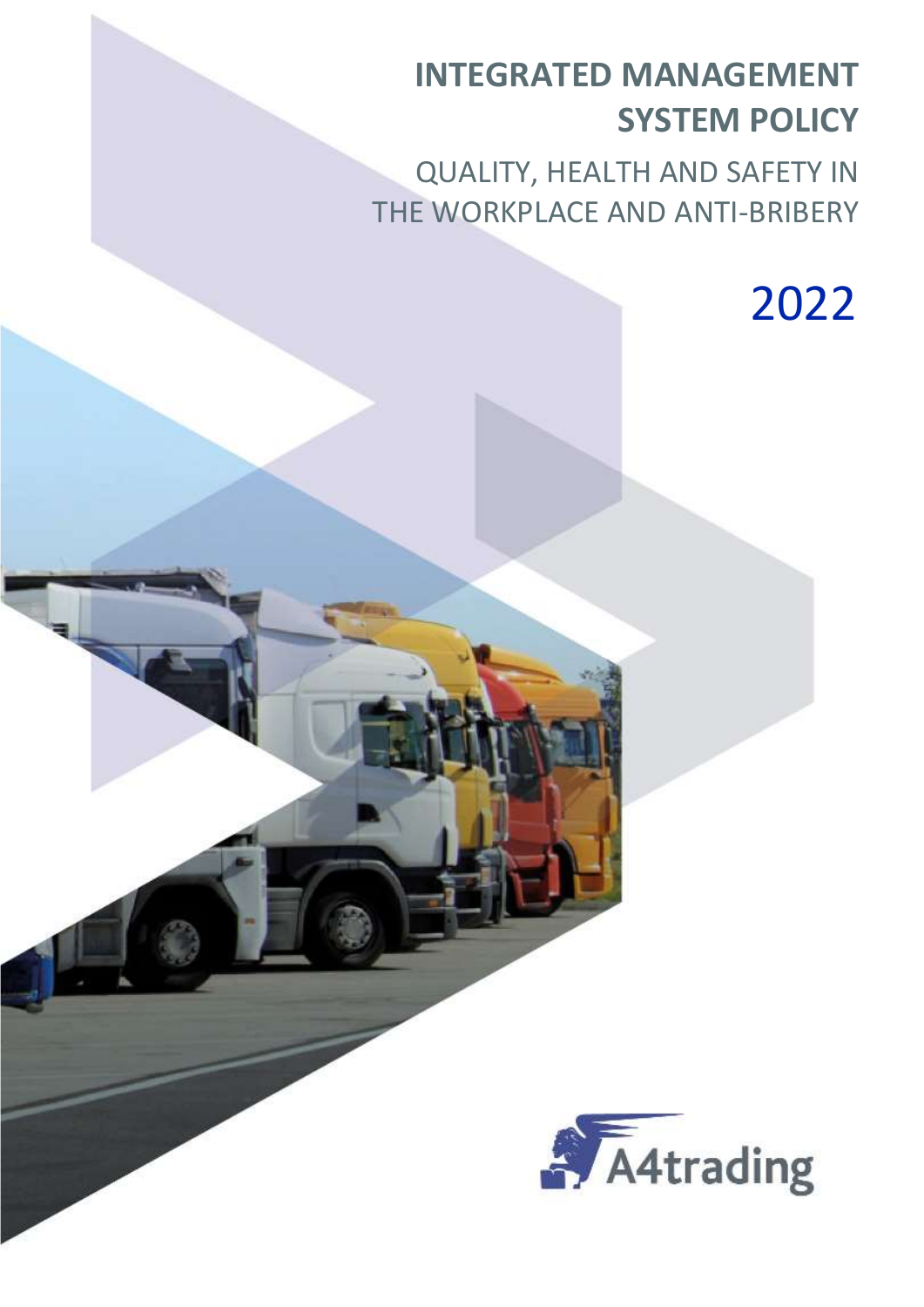# INTEGRATED MANAGEMENT SYSTEM POLICY

## QUALITY, HEALTH AND SAFETY IN THE WORKPLACE AND ANTI-BRIBERY

2022

A4trading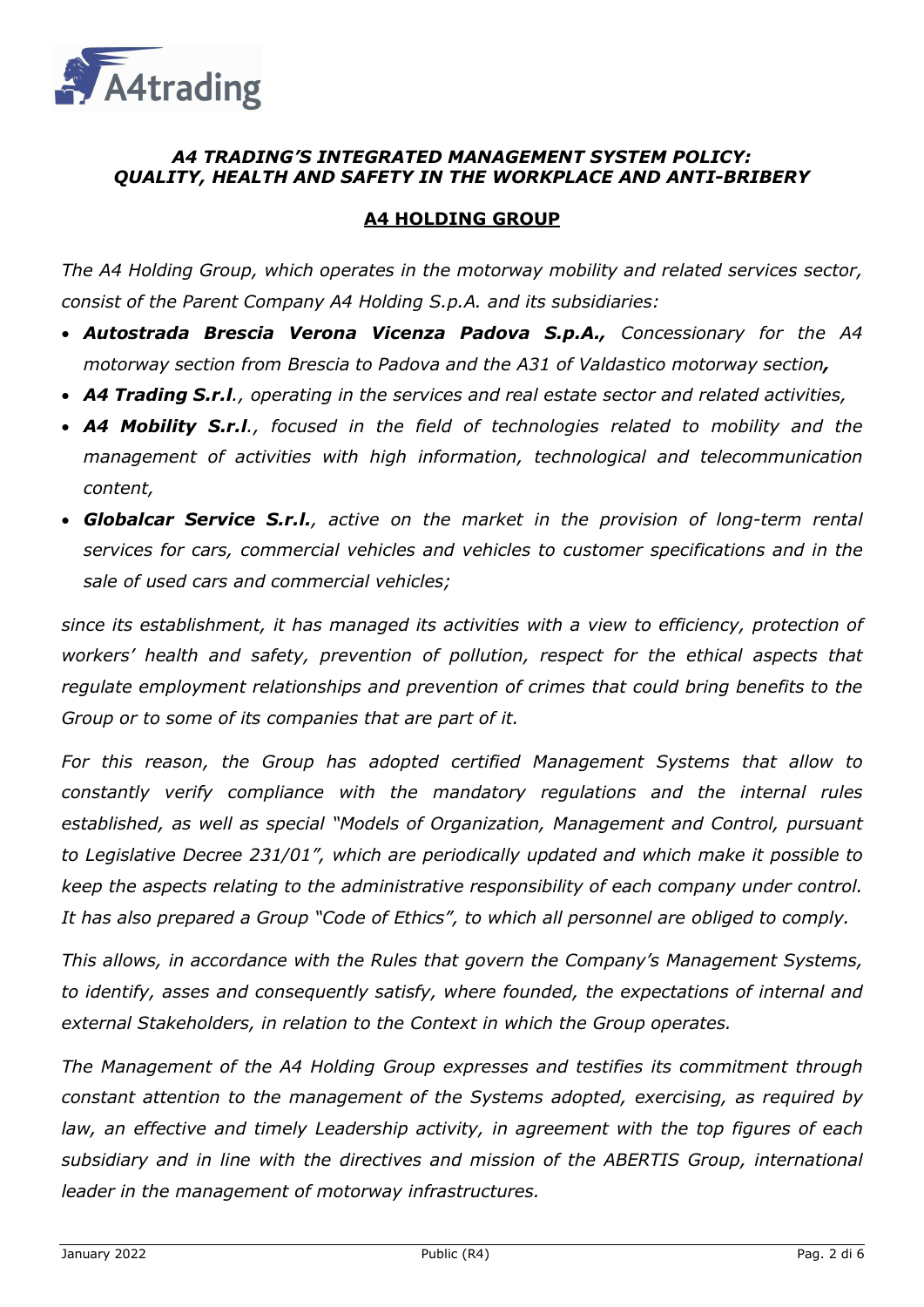### *A4 TRADING'S INTEGRATED MANAGEMENT SYSTEM POLICY: QUALITY, HEALTH AND SAFETY IN THE WORKPLACE AND ANTI-BRIBERY*

## A4 HOLDING GROUP

*The A4 Holding Group, which operates in the motorway mobility and related services sector, consist of the Parent Company A4 Holding S.p.A. and its subsidiaries:*

- ***Autostrada Brescia Verona Vicenza Padova S.p.A.,*** *Concessionary for the A4 motorway section from Brescia to Padova and the A31 of Valdastico motorway section**,***
- ***A4 Trading S.r.l****., operating in the services and real estate sector and related activities,*
- ***A4 Mobility S.r.l****., focused in the field of technologies related to mobility and the management of activities with high information, technological and telecommunication content,*
- ***Globalcar Service S.r.l.****, active on the market in the provision of long-term rental services for cars, commercial vehicles and vehicles to customer specifications and in the sale of used cars and commercial vehicles;*

*since its establishment, it has managed its activities with a view to efficiency, protection of workers' health and safety, prevention of pollution, respect for the ethical aspects that regulate employment relationships and prevention of crimes that could bring benefits to the Group or to some of its companies that are part of it.*

*For this reason, the Group has adopted certified Management Systems that allow to constantly verify compliance with the mandatory regulations and the internal rules established, as well as special "Models of Organization, Management and Control, pursuant to Legislative Decree 231/01", which are periodically updated and which make it possible to keep the aspects relating to the administrative responsibility of each company under control. It has also prepared a Group "Code of Ethics", to which all personnel are obliged to comply.*

*This allows, in accordance with the Rules that govern the Company's Management Systems, to identify, asses and consequently satisfy, where founded, the expectations of internal and external Stakeholders, in relation to the Context in which the Group operates.*

*The Management of the A4 Holding Group expresses and testifies its commitment through constant attention to the management of the Systems adopted, exercising, as required by law, an effective and timely Leadership activity, in agreement with the top figures of each subsidiary and in line with the directives and mission of the ABERTIS Group, international leader in the management of motorway infrastructures.*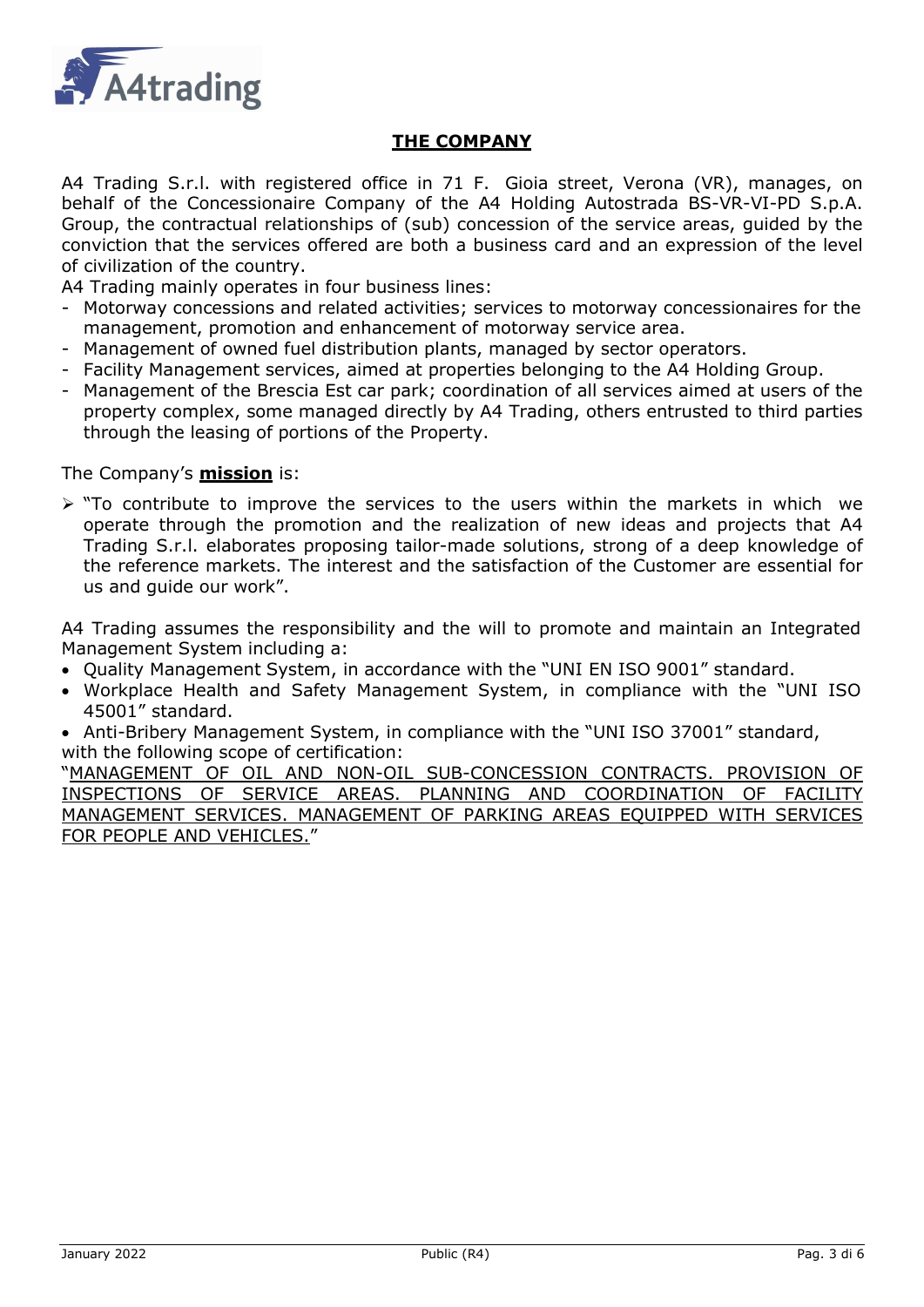## THE COMPANY

A4 Trading S.r.l. with registered office in 71 F. Gioia street, Verona (VR), manages, on behalf of the Concessionaire Company of the A4 Holding Autostrada BS-VR-VI-PD S.p.A. Group, the contractual relationships of (sub) concession of the service areas, guided by the conviction that the services offered are both a business card and an expression of the level of civilization of the country.

A4 Trading mainly operates in four business lines:

- Motorway concessions and related activities; services to motorway concessionaires for the management, promotion and enhancement of motorway service area.
- Management of owned fuel distribution plants, managed by sector operators.
- Facility Management services, aimed at properties belonging to the A4 Holding Group.
- Management of the Brescia Est car park; coordination of all services aimed at users of the property complex, some managed directly by A4 Trading, others entrusted to third parties through the leasing of portions of the Property.

The Company's **mission** is:

- "To contribute to improve the services to the users within the markets in which we operate through the promotion and the realization of new ideas and projects that A4 Trading S.r.l. elaborates proposing tailor-made solutions, strong of a deep knowledge of the reference markets. The interest and the satisfaction of the Customer are essential for us and guide our work".

A4 Trading assumes the responsibility and the will to promote and maintain an Integrated Management System including a:

- Quality Management System, in accordance with the "UNI EN ISO 9001" standard.
- Workplace Health and Safety Management System, in compliance with the "UNI ISO 45001" standard.
- Anti-Bribery Management System, in compliance with the "UNI ISO 37001" standard,

with the following scope of certification:

"MANAGEMENT OF OIL AND NON-OIL SUB-CONCESSION CONTRACTS. PROVISION OF INSPECTIONS OF SERVICE AREAS. PLANNING AND COORDINATION OF FACILITY MANAGEMENT SERVICES. MANAGEMENT OF PARKING AREAS EQUIPPED WITH SERVICES FOR PEOPLE AND VEHICLES."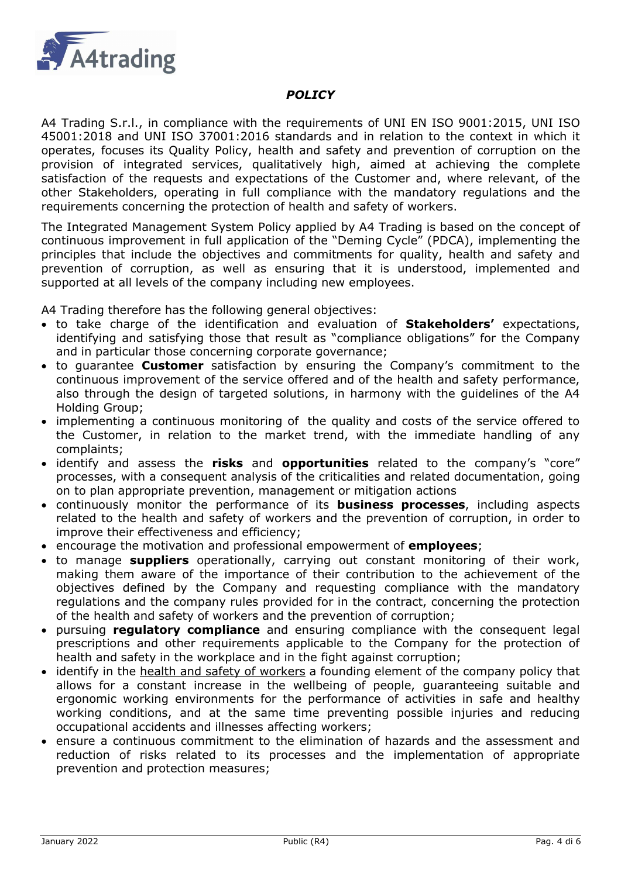***POLICY***

A4 Trading S.r.l., in compliance with the requirements of UNI EN ISO 9001:2015, UNI ISO 45001:2018 and UNI ISO 37001:2016 standards and in relation to the context in which it operates, focuses its Quality Policy, health and safety and prevention of corruption on the provision of integrated services, qualitatively high, aimed at achieving the complete satisfaction of the requests and expectations of the Customer and, where relevant, of the other Stakeholders, operating in full compliance with the mandatory regulations and the requirements concerning the protection of health and safety of workers.

The Integrated Management System Policy applied by A4 Trading is based on the concept of continuous improvement in full application of the "Deming Cycle" (PDCA), implementing the principles that include the objectives and commitments for quality, health and safety and prevention of corruption, as well as ensuring that it is understood, implemented and supported at all levels of the company including new employees.

A4 Trading therefore has the following general objectives:

- to take charge of the identification and evaluation of **Stakeholders'** expectations, identifying and satisfying those that result as "compliance obligations" for the Company and in particular those concerning corporate governance;
- to guarantee **Customer** satisfaction by ensuring the Company's commitment to the continuous improvement of the service offered and of the health and safety performance, also through the design of targeted solutions, in harmony with the guidelines of the A4 Holding Group;
- implementing a continuous monitoring of the quality and costs of the service offered to the Customer, in relation to the market trend, with the immediate handling of any complaints;
- identify and assess the **risks** and **opportunities** related to the company's "core" processes, with a consequent analysis of the criticalities and related documentation, going on to plan appropriate prevention, management or mitigation actions
- continuously monitor the performance of its **business processes**, including aspects related to the health and safety of workers and the prevention of corruption, in order to improve their effectiveness and efficiency;
- encourage the motivation and professional empowerment of **employees**;
- to manage **suppliers** operationally, carrying out constant monitoring of their work, making them aware of the importance of their contribution to the achievement of the objectives defined by the Company and requesting compliance with the mandatory regulations and the company rules provided for in the contract, concerning the protection of the health and safety of workers and the prevention of corruption;
- pursuing **regulatory compliance** and ensuring compliance with the consequent legal prescriptions and other requirements applicable to the Company for the protection of health and safety in the workplace and in the fight against corruption;
- identify in the health and safety of workers a founding element of the company policy that allows for a constant increase in the wellbeing of people, guaranteeing suitable and ergonomic working environments for the performance of activities in safe and healthy working conditions, and at the same time preventing possible injuries and reducing occupational accidents and illnesses affecting workers;
- ensure a continuous commitment to the elimination of hazards and the assessment and reduction of risks related to its processes and the implementation of appropriate prevention and protection measures;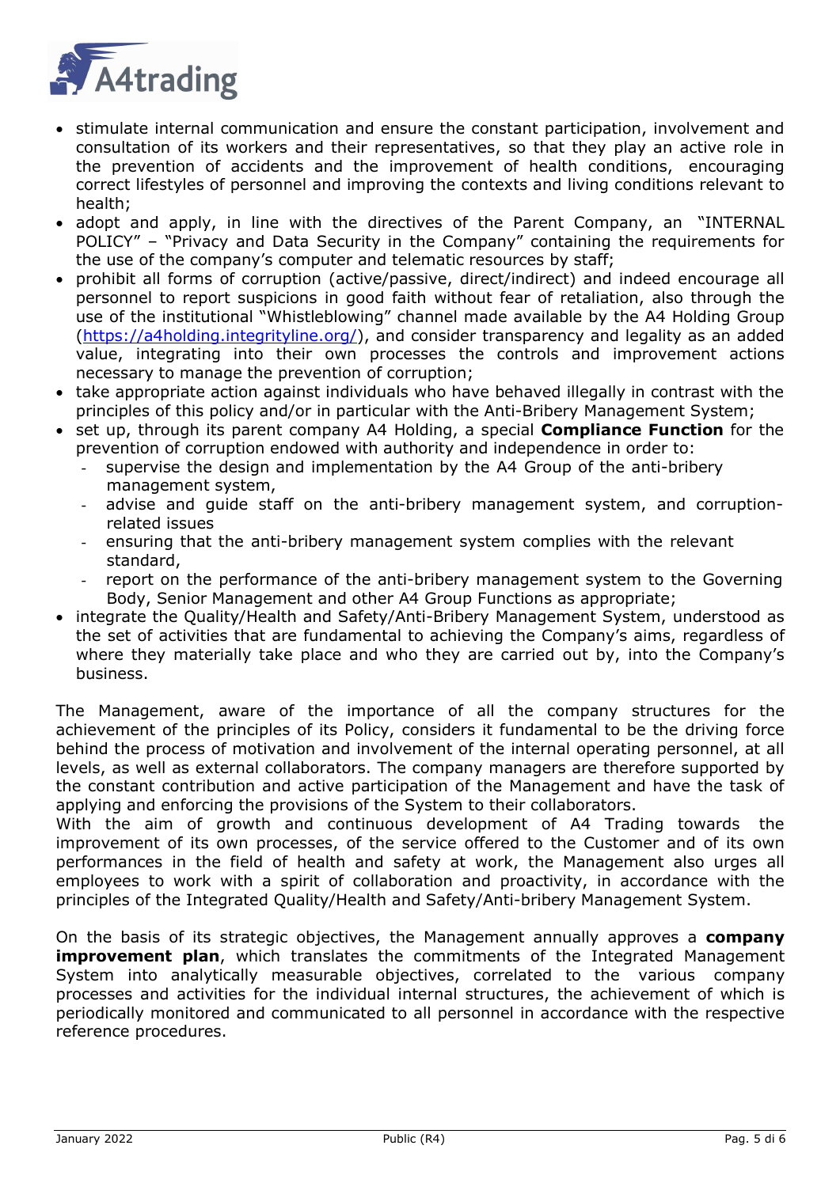- stimulate internal communication and ensure the constant participation, involvement and consultation of its workers and their representatives, so that they play an active role in the prevention of accidents and the improvement of health conditions, encouraging correct lifestyles of personnel and improving the contexts and living conditions relevant to health;
- adopt and apply, in line with the directives of the Parent Company, an "INTERNAL POLICY" – "Privacy and Data Security in the Company" containing the requirements for the use of the company's computer and telematic resources by staff;
- prohibit all forms of corruption (active/passive, direct/indirect) and indeed encourage all personnel to report suspicions in good faith without fear of retaliation, also through the use of the institutional "Whistleblowing" channel made available by the A4 Holding Group (https://a4holding.integrityline.org/), and consider transparency and legality as an added value, integrating into their own processes the controls and improvement actions necessary to manage the prevention of corruption;
- take appropriate action against individuals who have behaved illegally in contrast with the principles of this policy and/or in particular with the Anti-Bribery Management System;
- set up, through its parent company A4 Holding, a special **Compliance Function** for the prevention of corruption endowed with authority and independence in order to:
  - supervise the design and implementation by the A4 Group of the anti-bribery management system,
  - advise and guide staff on the anti-bribery management system, and corruption-related issues
  - ensuring that the anti-bribery management system complies with the relevant standard,
  - report on the performance of the anti-bribery management system to the Governing Body, Senior Management and other A4 Group Functions as appropriate;
- integrate the Quality/Health and Safety/Anti-Bribery Management System, understood as the set of activities that are fundamental to achieving the Company's aims, regardless of where they materially take place and who they are carried out by, into the Company's business.

The Management, aware of the importance of all the company structures for the achievement of the principles of its Policy, considers it fundamental to be the driving force behind the process of motivation and involvement of the internal operating personnel, at all levels, as well as external collaborators. The company managers are therefore supported by the constant contribution and active participation of the Management and have the task of applying and enforcing the provisions of the System to their collaborators.
With the aim of growth and continuous development of A4 Trading towards the improvement of its own processes, of the service offered to the Customer and of its own performances in the field of health and safety at work, the Management also urges all employees to work with a spirit of collaboration and proactivity, in accordance with the principles of the Integrated Quality/Health and Safety/Anti-bribery Management System.

On the basis of its strategic objectives, the Management annually approves a **company improvement plan**, which translates the commitments of the Integrated Management System into analytically measurable objectives, correlated to the various company processes and activities for the individual internal structures, the achievement of which is periodically monitored and communicated to all personnel in accordance with the respective reference procedures.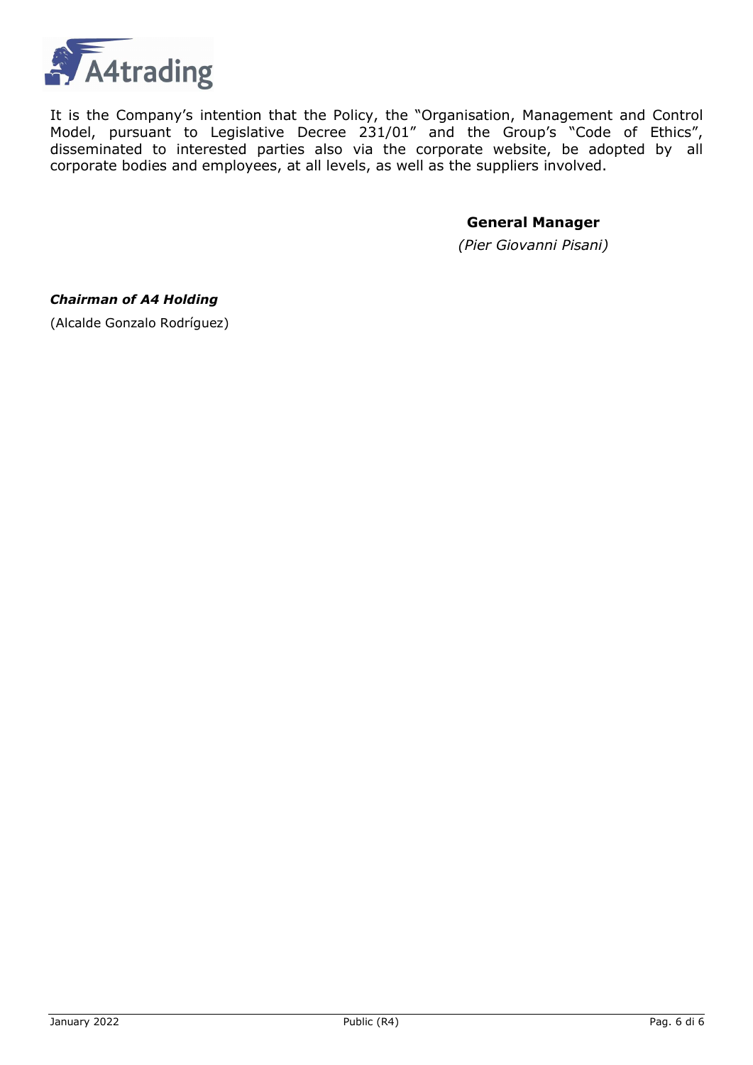It is the Company's intention that the Policy, the "Organisation, Management and Control Model, pursuant to Legislative Decree 231/01" and the Group's "Code of Ethics", disseminated to interested parties also via the corporate website, be adopted by all corporate bodies and employees, at all levels, as well as the suppliers involved.

**General Manager**

*(Pier Giovanni Pisani)*

***Chairman of A4 Holding***

(Alcalde Gonzalo Rodríguez)